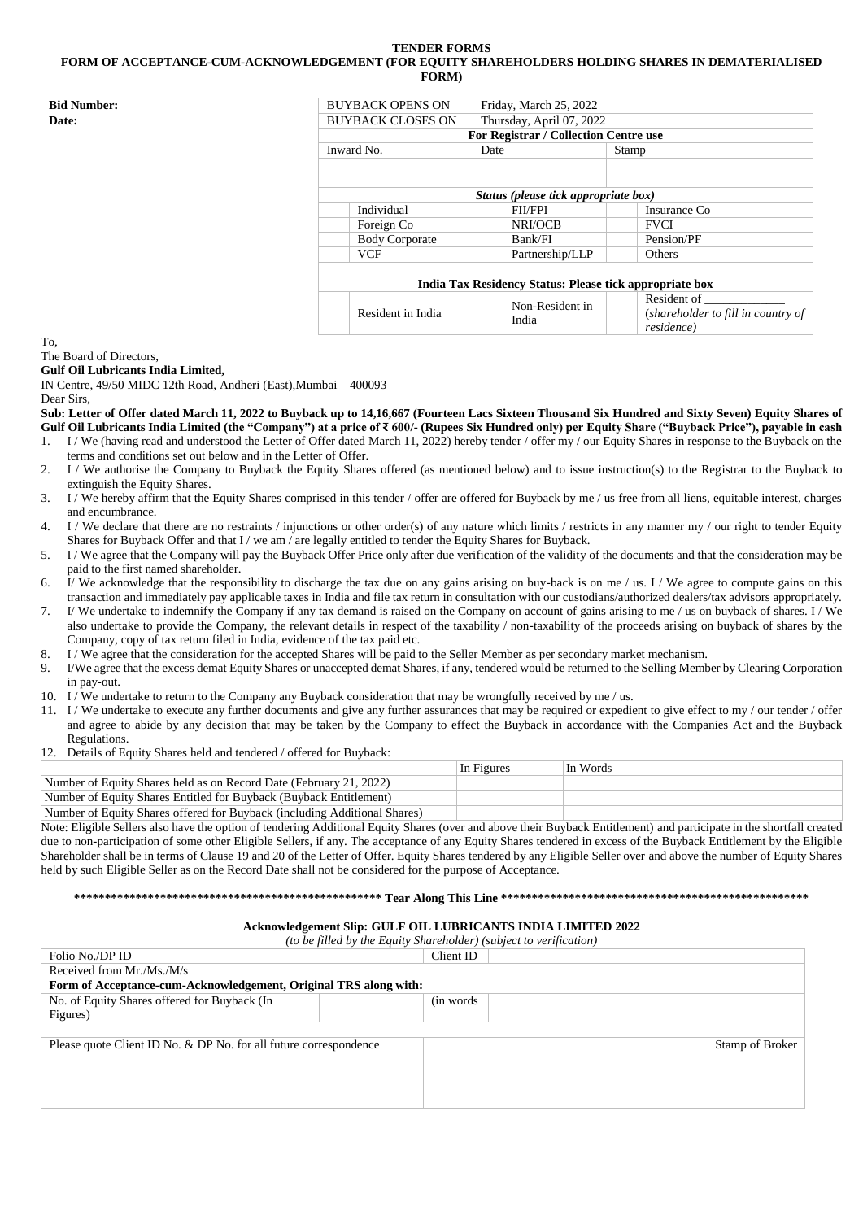# TENDER FORMS

## FORM OF ACCEPTANCE-CUM-ACKNOWLEDGEMENT (FOR EQUITY SHAREHOLDERS HOLDING SHARES IN DEMATERIALISED FORM)

**Bid Number:**

**Date:**

| BUYBACK OPENS ON | | Friday, March 25, 2022 | | |
|---|---|---|---|---|
| BUYBACK CLOSES ON | | Thursday, April 07, 2022 | | |
| **For Registrar / Collection Centre use** | | | | |
| Inward No. | | Date | | Stamp |
| | | | | |
| ***Status (please tick appropriate box)*** | | | | |
| | Individual | | FII/FPI | Insurance Co |
| | Foreign Co | | NRI/OCB | FVCI |
| | Body Corporate | | Bank/FI | Pension/PF |
| | VCF | | Partnership/LLP | Others |
| **India Tax Residency Status: Please tick appropriate box** | | | | |
| | Resident in India | | Non-Resident in India | Resident of _____________ (*shareholder to fill in country of residence*) |

To,

The Board of Directors,

**Gulf Oil Lubricants India Limited,**

IN Centre, 49/50 MIDC 12th Road, Andheri (East),Mumbai – 400093

Dear Sirs,

**Sub: Letter of Offer dated March 11, 2022 to Buyback up to 14,16,667 (Fourteen Lacs Sixteen Thousand Six Hundred and Sixty Seven) Equity Shares of Gulf Oil Lubricants India Limited (the "Company") at a price of ₹ 600/- (Rupees Six Hundred only) per Equity Share ("Buyback Price"), payable in cash**

1. I / We (having read and understood the Letter of Offer dated March 11, 2022) hereby tender / offer my / our Equity Shares in response to the Buyback on the terms and conditions set out below and in the Letter of Offer.
2. I / We authorise the Company to Buyback the Equity Shares offered (as mentioned below) and to issue instruction(s) to the Registrar to the Buyback to extinguish the Equity Shares.
3. I / We hereby affirm that the Equity Shares comprised in this tender / offer are offered for Buyback by me / us free from all liens, equitable interest, charges and encumbrance.
4. I / We declare that there are no restraints / injunctions or other order(s) of any nature which limits / restricts in any manner my / our right to tender Equity Shares for Buyback Offer and that I / we am / are legally entitled to tender the Equity Shares for Buyback.
5. I / We agree that the Company will pay the Buyback Offer Price only after due verification of the validity of the documents and that the consideration may be paid to the first named shareholder.
6. I/ We acknowledge that the responsibility to discharge the tax due on any gains arising on buy-back is on me / us. I / We agree to compute gains on this transaction and immediately pay applicable taxes in India and file tax return in consultation with our custodians/authorized dealers/tax advisors appropriately.
7. I/ We undertake to indemnify the Company if any tax demand is raised on the Company on account of gains arising to me / us on buyback of shares. I / We also undertake to provide the Company, the relevant details in respect of the taxability / non-taxability of the proceeds arising on buyback of shares by the Company, copy of tax return filed in India, evidence of the tax paid etc.
8. I / We agree that the consideration for the accepted Shares will be paid to the Seller Member as per secondary market mechanism.
9. I/We agree that the excess demat Equity Shares or unaccepted demat Shares, if any, tendered would be returned to the Selling Member by Clearing Corporation in pay-out.
10. I / We undertake to return to the Company any Buyback consideration that may be wrongfully received by me / us.
11. I / We undertake to execute any further documents and give any further assurances that may be required or expedient to give effect to my / our tender / offer and agree to abide by any decision that may be taken by the Company to effect the Buyback in accordance with the Companies Act and the Buyback Regulations.
12. Details of Equity Shares held and tendered / offered for Buyback:

| | In Figures | In Words |
|---|---|---|
| Number of Equity Shares held as on Record Date (February 21, 2022) | | |
| Number of Equity Shares Entitled for Buyback (Buyback Entitlement) | | |
| Number of Equity Shares offered for Buyback (including Additional Shares) | | |

Note: Eligible Sellers also have the option of tendering Additional Equity Shares (over and above their Buyback Entitlement) and participate in the shortfall created due to non-participation of some other Eligible Sellers, if any. The acceptance of any Equity Shares tendered in excess of the Buyback Entitlement by the Eligible Shareholder shall be in terms of Clause 19 and 20 of the Letter of Offer. Equity Shares tendered by any Eligible Seller over and above the number of Equity Shares held by such Eligible Seller as on the Record Date shall not be considered for the purpose of Acceptance.

**************************************************** Tear Along This Line ****************************************************

**Acknowledgement Slip: GULF OIL LUBRICANTS INDIA LIMITED 2022**

*(to be filled by the Equity Shareholder) (subject to verification)*

| Folio No./DP ID | | Client ID | |
|---|---|---|---|
| Received from Mr./Ms./M/s | | | |
| **Form of Acceptance-cum-Acknowledgement, Original TRS along with:** | | | |
| No. of Equity Shares offered for Buyback (In Figures) | | (in words | |
| | | | |
| Please quote Client ID No. & DP No. for all future correspondence | | Stamp of Broker | |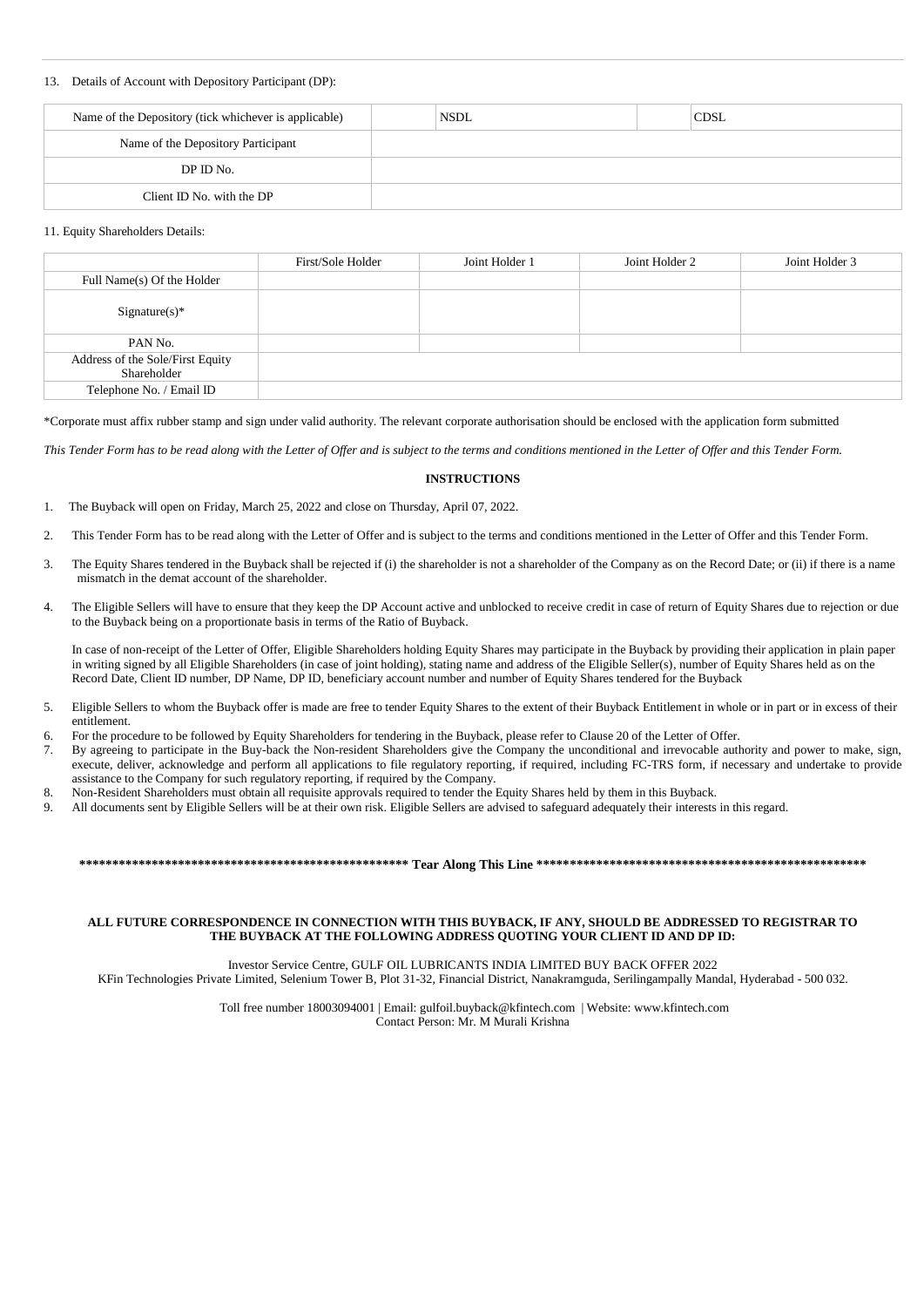13. Details of Account with Depository Participant (DP):

| | | | |
|---|---|---|---|
| Name of the Depository (tick whichever is applicable) | NSDL | | CDSL |
| Name of the Depository Participant | | | |
| DP ID No. | | | |
| Client ID No. with the DP | | | |

11. Equity Shareholders Details:

| | First/Sole Holder | Joint Holder 1 | Joint Holder 2 | Joint Holder 3 |
|---|---|---|---|---|
| Full Name(s) Of the Holder | | | | |
| Signature(s)* | | | | |
| PAN No. | | | | |
| Address of the Sole/First Equity Shareholder | | | | |
| Telephone No. / Email ID | | | | |

*Corporate must affix rubber stamp and sign under valid authority. The relevant corporate authorisation should be enclosed with the application form submitted

*This Tender Form has to be read along with the Letter of Offer and is subject to the terms and conditions mentioned in the Letter of Offer and this Tender Form.*

**INSTRUCTIONS**

1. The Buyback will open on Friday, March 25, 2022 and close on Thursday, April 07, 2022.
2. This Tender Form has to be read along with the Letter of Offer and is subject to the terms and conditions mentioned in the Letter of Offer and this Tender Form.
3. The Equity Shares tendered in the Buyback shall be rejected if (i) the shareholder is not a shareholder of the Company as on the Record Date; or (ii) if there is a name mismatch in the demat account of the shareholder.
4. The Eligible Sellers will have to ensure that they keep the DP Account active and unblocked to receive credit in case of return of Equity Shares due to rejection or due to the Buyback being on a proportionate basis in terms of the Ratio of Buyback.

   In case of non-receipt of the Letter of Offer, Eligible Shareholders holding Equity Shares may participate in the Buyback by providing their application in plain paper in writing signed by all Eligible Shareholders (in case of joint holding), stating name and address of the Eligible Seller(s), number of Equity Shares held as on the Record Date, Client ID number, DP Name, DP ID, beneficiary account number and number of Equity Shares tendered for the Buyback
5. Eligible Sellers to whom the Buyback offer is made are free to tender Equity Shares to the extent of their Buyback Entitlement in whole or in part or in excess of their entitlement.
6. For the procedure to be followed by Equity Shareholders for tendering in the Buyback, please refer to Clause 20 of the Letter of Offer.
7. By agreeing to participate in the Buy-back the Non-resident Shareholders give the Company the unconditional and irrevocable authority and power to make, sign, execute, deliver, acknowledge and perform all applications to file regulatory reporting, if required, including FC-TRS form, if necessary and undertake to provide assistance to the Company for such regulatory reporting, if required by the Company.
8. Non-Resident Shareholders must obtain all requisite approvals required to tender the Equity Shares held by them in this Buyback.
9. All documents sent by Eligible Sellers will be at their own risk. Eligible Sellers are advised to safeguard adequately their interests in this regard.

**\*\*\*\*\*\*\*\*\*\*\*\*\*\*\*\*\*\*\*\*\*\*\*\*\*\*\*\*\*\*\*\*\*\*\*\*\*\*\*\*\*\*\*\*\*\*\*\*\*\*\* Tear Along This Line \*\*\*\*\*\*\*\*\*\*\*\*\*\*\*\*\*\*\*\*\*\*\*\*\*\*\*\*\*\*\*\*\*\*\*\*\*\*\*\*\*\*\*\*\*\*\*\*\*\*\***

**ALL FUTURE CORRESPONDENCE IN CONNECTION WITH THIS BUYBACK, IF ANY, SHOULD BE ADDRESSED TO REGISTRAR TO THE BUYBACK AT THE FOLLOWING ADDRESS QUOTING YOUR CLIENT ID AND DP ID:**

Investor Service Centre, GULF OIL LUBRICANTS INDIA LIMITED BUY BACK OFFER 2022
KFin Technologies Private Limited, Selenium Tower B, Plot 31-32, Financial District, Nanakramguda, Serilingampally Mandal, Hyderabad - 500 032.

Toll free number 18003094001 | Email: gulfoil.buyback@kfintech.com | Website: www.kfintech.com
Contact Person: Mr. M Murali Krishna